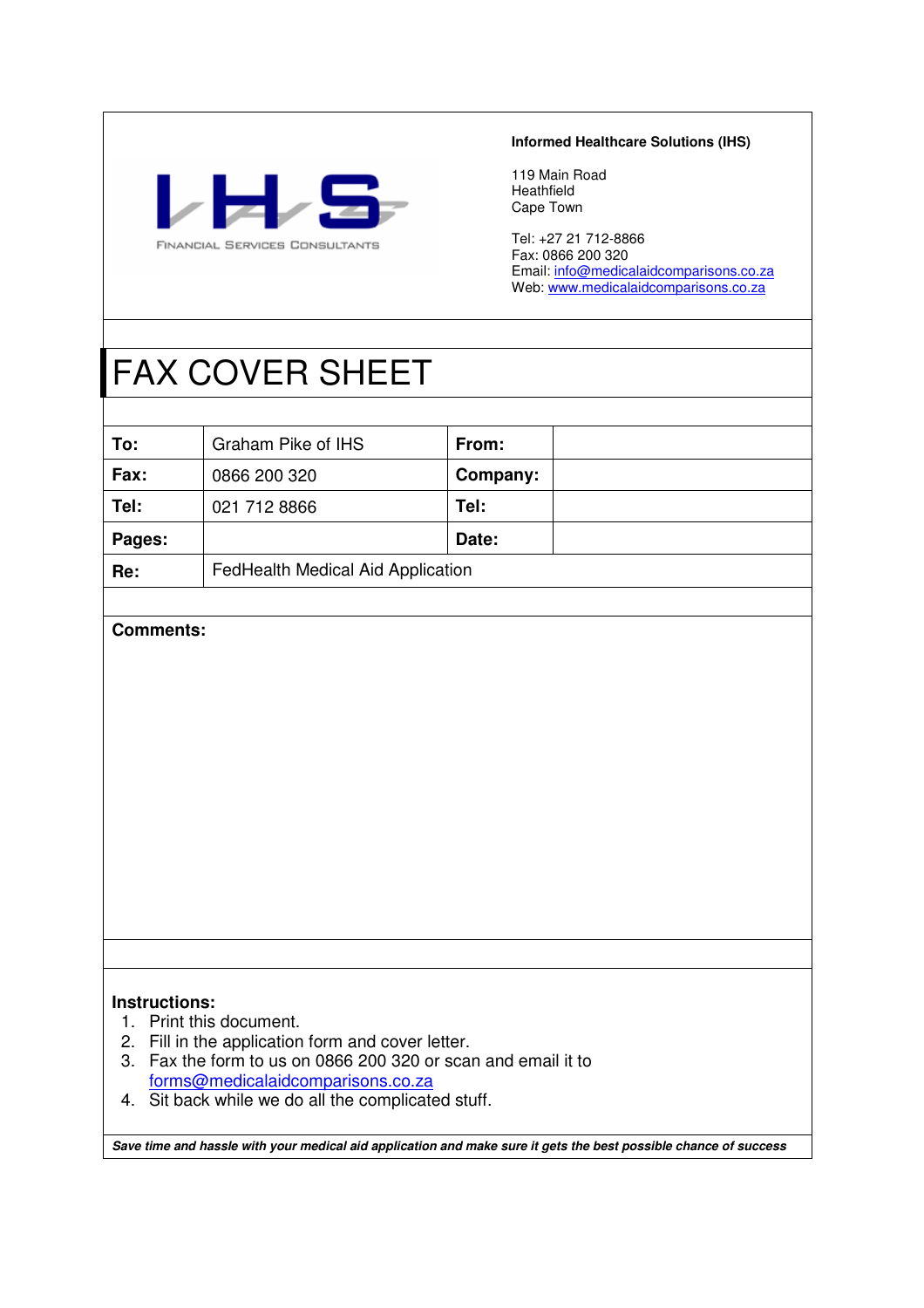IHS

FINANCIAL SERVICES CONSULTANTS

**Informed Healthcare Solutions (IHS)**

119 Main Road
Heathfield
Cape Town

Tel: +27 21 712-8866
Fax: 0866 200 320
Email: info@medicalaidcomparisons.co.za
Web: www.medicalaidcomparisons.co.za

# FAX COVER SHEET

| | | | |
|---|---|---|---|
| **To:** | Graham Pike of IHS | **From:** | |
| **Fax:** | 0866 200 320 | **Company:** | |
| **Tel:** | 021 712 8866 | **Tel:** | |
| **Pages:** | | **Date:** | |
| **Re:** | FedHealth Medical Aid Application | | |

**Comments:**

**Instructions:**

1. Print this document.
2. Fill in the application form and cover letter.
3. Fax the form to us on 0866 200 320 or scan and email it to forms@medicalaidcomparisons.co.za
4. Sit back while we do all the complicated stuff.

***Save time and hassle with your medical aid application and make sure it gets the best possible chance of success***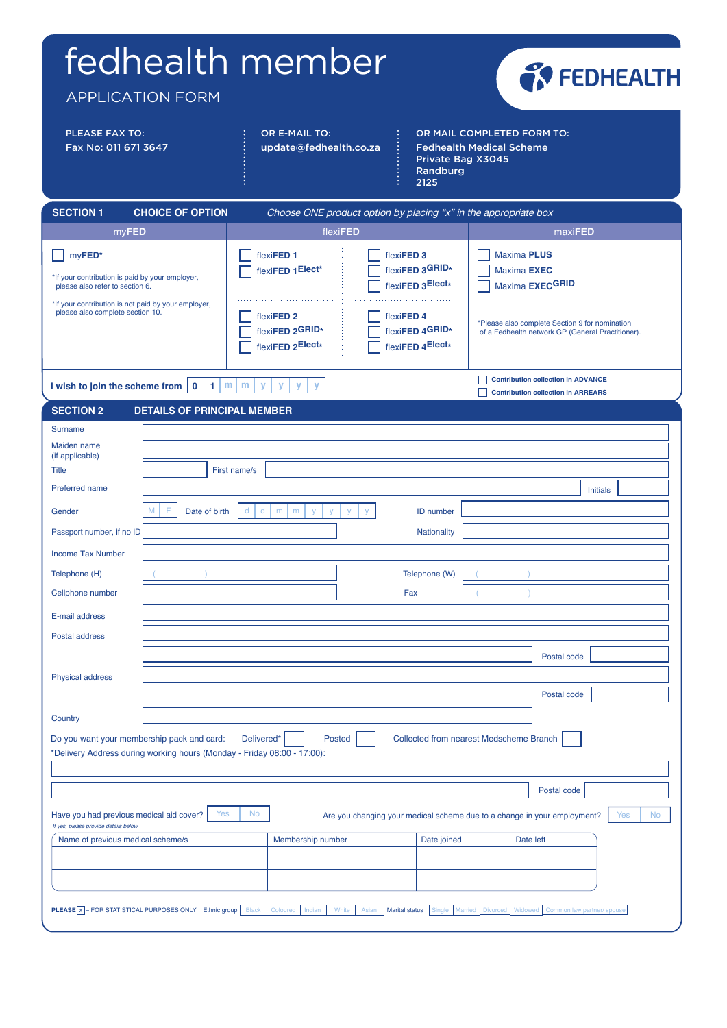# fedhealth member

## APPLICATION FORM

FEDHEALTH

**PLEASE FAX TO:**
Fax No: 011 671 3647

**OR E-MAIL TO:**
update@fedhealth.co.za

**OR MAIL COMPLETED FORM TO:**
Fedhealth Medical Scheme
Private Bag X3045
Randburg
2125

## SECTION 1 CHOICE OF OPTION

*Choose ONE product option by placing "x" in the appropriate box*

| myFED | flexiFED | | maxiFED |
|---|---|---|---|
| ☐ myFED* | ☐ flexiFED 1 | ☐ flexiFED 3 | ☐ Maxima PLUS |
| *If your contribution is paid by your employer, please also refer to section 6. | ☐ flexiFED 1Elect* | ☐ flexiFED 3GRID* | ☐ Maxima EXEC |
| *If your contribution is not paid by your employer, please also complete section 10. | | ☐ flexiFED 3Elect* | ☐ Maxima EXECGRID |
| | ☐ flexiFED 2 | ☐ flexiFED 4 | *Please also complete Section 9 for nomination of a Fedhealth network GP (General Practitioner). |
| | ☐ flexiFED 2GRID* | ☐ flexiFED 4GRID* | |
| | ☐ flexiFED 2Elect* | ☐ flexiFED 4Elect* | |

I wish to join the scheme from | 0 | 1 | m | m | y | y | y | y |

☐ Contribution collection in ADVANCE
☐ Contribution collection in ARREARS

## SECTION 2 DETAILS OF PRINCIPAL MEMBER

Surname ____________________

Maiden name (if applicable) ____________________

Title ________ First name/s ____________________

Preferred name ____________________ Initials ________

Gender ☐ M ☐ F  Date of birth | d | d | m | m | y | y | y | y |  ID number ____________________

Passport number, if no ID ____________________ Nationality ____________________

Income Tax Number ____________________

Telephone (H) (    ) ____________________ Telephone (W) (    ) ____________________

Cellphone number ____________________ Fax (    ) ____________________

E-mail address ____________________

Postal address ____________________

____________________ Postal code ________

Physical address ____________________

____________________ Postal code ________

Country ____________________

Do you want your membership pack and card: Delivered* ☐ Posted ☐ Collected from nearest Medscheme Branch ☐

*Delivery Address during working hours (Monday - Friday 08:00 - 17:00):

____________________

____________________ Postal code ________

Have you had previous medical aid cover? ☐ Yes ☐ No

*If yes, please provide details below*

Are you changing your medical scheme due to a change in your employment? ☐ Yes ☐ No

| Name of previous medical scheme/s | Membership number | Date joined | Date left |
|---|---|---|---|
| | | | |
| | | | |

PLEASE ☒ – FOR STATISTICAL PURPOSES ONLY  Ethnic group ☐ Black ☐ Coloured ☐ Indian ☐ White ☐ Asian  Marital status ☐ Single ☐ Married ☐ Divorced ☐ Widowed ☐ Common law partner/ spouse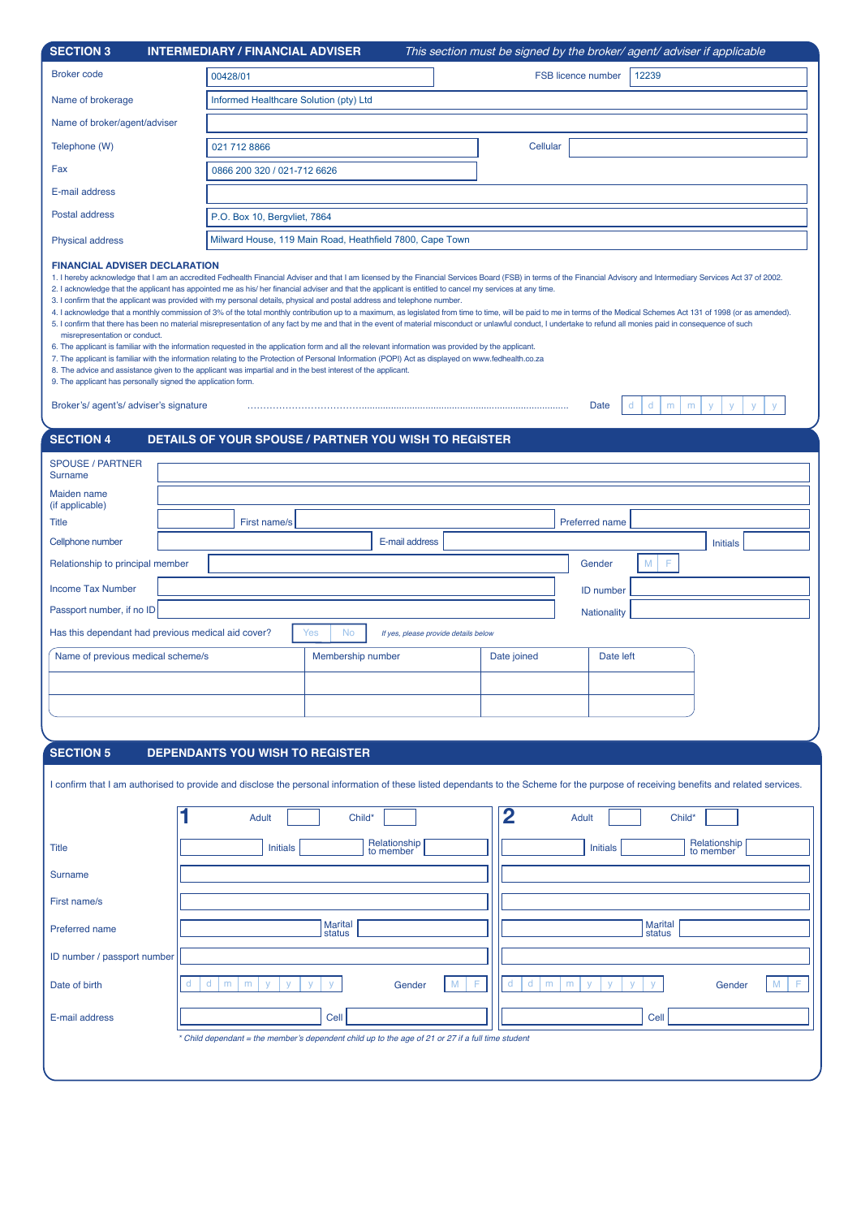## SECTION 3 INTERMEDIARY / FINANCIAL ADVISER

*This section must be signed by the broker/ agent/ adviser if applicable*

| | | | |
|---|---|---|---|
| Broker code | 00428/01 | FSB licence number | 12239 |
| Name of brokerage | Informed Healthcare Solution (pty) Ltd | | |
| Name of broker/agent/adviser | | | |
| Telephone (W) | 021 712 8866 | Cellular | |
| Fax | 0866 200 320 / 021-712 6626 | | |
| E-mail address | | | |
| Postal address | P.O. Box 10, Bergvliet, 7864 | | |
| Physical address | Milward House, 119 Main Road, Heathfield 7800, Cape Town | | |

**FINANCIAL ADVISER DECLARATION**

1. I hereby acknowledge that I am an accredited Fedhealth Financial Adviser and that I am licensed by the Financial Services Board (FSB) in terms of the Financial Advisory and Intermediary Services Act 37 of 2002.
2. I acknowledge that the applicant has appointed me as his/ her financial adviser and that the applicant is entitled to cancel my services at any time.
3. I confirm that the applicant was provided with my personal details, physical and postal address and telephone number.
4. I acknowledge that a monthly commission of 3% of the total monthly contribution up to a maximum, as legislated from time to time, will be paid to me in terms of the Medical Schemes Act 131 of 1998 (or as amended).
5. I confirm that there has been no material misrepresentation of any fact by me and that in the event of material misconduct or unlawful conduct, I undertake to refund all monies paid in consequence of such misrepresentation or conduct.
6. The applicant is familiar with the information requested in the application form and all the relevant information was provided by the applicant.
7. The applicant is familiar with the information relating to the Protection of Personal Information (POPI) Act as displayed on www.fedhealth.co.za
8. The advice and assistance given to the applicant was impartial and in the best interest of the applicant.
9. The applicant has personally signed the application form.

Broker's/ agent's/ adviser's signature ........................................................ Date d d m m y y y y

## SECTION 4 DETAILS OF YOUR SPOUSE / PARTNER YOU WISH TO REGISTER

SPOUSE / PARTNER Surname

Maiden name (if applicable)

Title | First name/s | Preferred name

Cellphone number | E-mail address | Initials

Relationship to principal member | Gender M F

Income Tax Number | ID number

Passport number, if no ID | Nationality

Has this dependant had previous medical aid cover? Yes No *If yes, please provide details below*

| Name of previous medical scheme/s | Membership number | Date joined | Date left |
|---|---|---|---|
| | | | |
| | | | |

## SECTION 5 DEPENDANTS YOU WISH TO REGISTER

I confirm that I am authorised to provide and disclose the personal information of these listed dependants to the Scheme for the purpose of receiving benefits and related services.

| | 1 Adult ☐ Child* ☐ | 2 Adult ☐ Child* ☐ |
|---|---|---|
| Title | Initials / Relationship to member | Initials / Relationship to member |
| Surname | | |
| First name/s | | |
| Preferred name | Marital status | Marital status |
| ID number / passport number | | |
| Date of birth | d d m m y y y y Gender M F | d d m m y y y y Gender M F |
| E-mail address | Cell | Cell |

*\* Child dependant = the member's dependent child up to the age of 21 or 27 if a full time student*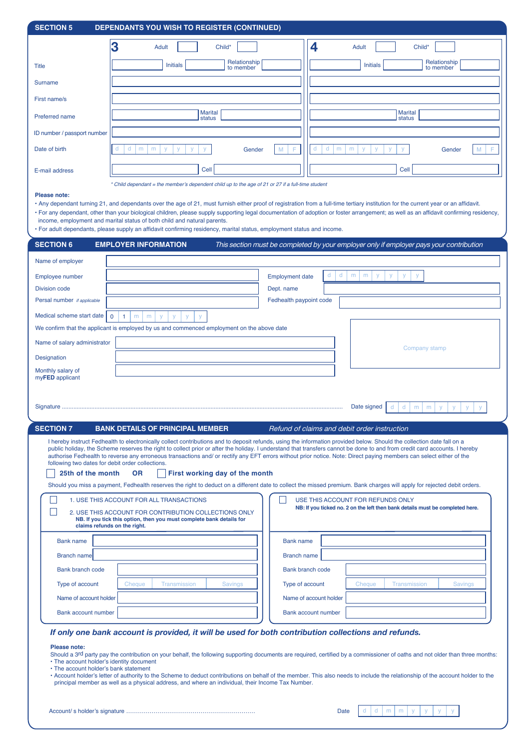## SECTION 5 DEPENDANTS YOU WISH TO REGISTER (CONTINUED)

| | 3 | 4 |
|---|---|---|
| | Adult ☐ Child* ☐ | Adult ☐ Child* ☐ |
| Title | Initials / Relationship to member | Initials / Relationship to member |
| Surname | | |
| First name/s | | |
| Preferred name | Marital status | Marital status |
| ID number / passport number | | |
| Date of birth | d d m m y y y y Gender M F | d d m m y y y y Gender M F |
| E-mail address | Cell | Cell |

*\* Child dependant = the member's dependent child up to the age of 21 or 27 if a full-time student*

**Please note:**

- Any dependant turning 21, and dependants over the age of 21, must furnish either proof of registration from a full-time tertiary institution for the current year or an affidavit.
- For any dependant, other than your biological children, please supply supporting legal documentation of adoption or foster arrangement; as well as an affidavit confirming residency, income, employment and marital status of both child and natural parents.
- For adult dependants, please supply an affidavit confirming residency, marital status, employment status and income.

## SECTION 6 EMPLOYER INFORMATION

*This section must be completed by your employer only if employer pays your contribution*

Name of employer

Employee number | Employment date d d m m y y y y

Division code | Dept. name

Persal number *if applicable* | Fedhealth paypoint code

Medical scheme start date 0 1 m m y y y y

We confirm that the applicant is employed by us and commenced employment on the above date

Name of salary administrator

Designation

Monthly salary of my**FED** applicant

Company stamp

Signature ..................................................................................................... Date signed d d m m y y y y

## SECTION 7 BANK DETAILS OF PRINCIPAL MEMBER

*Refund of claims and debit order instruction*

I hereby instruct Fedhealth to electronically collect contributions and to deposit refunds, using the information provided below. Should the collection date fall on a public holiday, the Scheme reserves the right to collect prior or after the holiday. I understand that transfers cannot be done to and from credit card accounts. I hereby authorise Fedhealth to reverse any erroneous transactions and/ or rectify any EFT errors without prior notice. Note: Direct paying members can select either of the following two dates for debit order collections.

☐ **25th of the month OR** ☐ **First working day of the month**

Should you miss a payment, Fedhealth reserves the right to deduct on a different date to collect the missed premium. Bank charges will apply for rejected debit orders.

| ☐ 1. USE THIS ACCOUNT FOR ALL TRANSACTIONS<br>☐ 2. USE THIS ACCOUNT FOR CONTRIBUTION COLLECTIONS ONLY<br>**NB. If you tick this option, then you must complete bank details for claims refunds on the right.** | ☐ USE THIS ACCOUNT FOR REFUNDS ONLY<br>**NB: If you ticked no. 2 on the left then bank details must be completed here.** |
|---|---|
| Bank name | Bank name |
| Branch name | Branch name |
| Bank branch code | Bank branch code |
| Type of account: Cheque / Transmission / Savings | Type of account: Cheque / Transmission / Savings |
| Name of account holder | Name of account holder |
| Bank account number | Bank account number |

***If only one bank account is provided, it will be used for both contribution collections and refunds.***

**Please note:**

Should a 3rd party pay the contribution on your behalf, the following supporting documents are required, certified by a commissioner of oaths and not older than three months:

- The account holder's identity document
- The account holder's bank statement
- Account holder's letter of authority to the Scheme to deduct contributions on behalf of the member. This also needs to include the relationship of the account holder to the principal member as well as a physical address, and where an individual, their Income Tax Number.

Account/ s holder's signature .................................................................. Date d d m m y y y y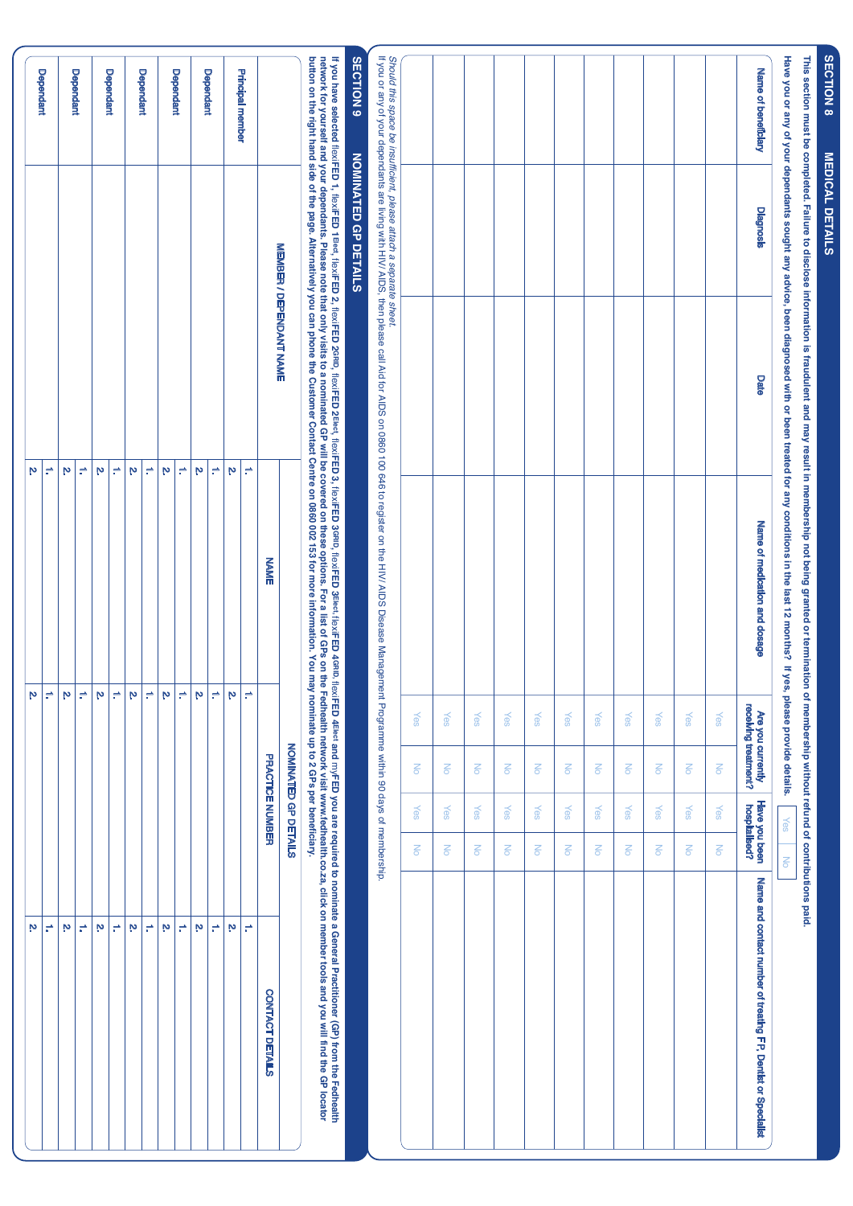## SECTION 8 MEDICAL DETAILS

**This section must be completed. Failure to disclose information is fraudulent and may result in membership not being granted or termination of membership without refund of contributions paid.**

**Have you or any of your dependants sought any advice, been diagnosed with or been treated for any conditions in the last 12 months? If yes, please provide details.** Yes No

| Name of beneficiary | Diagnosis | Date | Name of medication and dosage | Are you currently receiving treatment? | | Have you been hospitalised? | | Name and contact number of treating FP, Dentist or Specialist |
|---|---|---|---|---|---|---|---|---|
| | | | | Yes | No | Yes | No | |
| | | | | Yes | No | Yes | No | |
| | | | | Yes | No | Yes | No | |
| | | | | Yes | No | Yes | No | |
| | | | | Yes | No | Yes | No | |
| | | | | Yes | No | Yes | No | |
| | | | | Yes | No | Yes | No | |
| | | | | Yes | No | Yes | No | |
| | | | | Yes | No | Yes | No | |
| | | | | Yes | No | Yes | No | |

*Should this space be insufficient, please attach a separate sheet.*

If you or any of your dependants are living with HIV/AIDS, then please call Aid for AIDS on 0860 100 646 to register on the HIV/AIDS Disease Management Programme within 90 days of membership.

## SECTION 9 NOMINATED GP DETAILS

**If you have selected flexiFED 1, flexiFED 1Elect, flexiFED 2, flexiFED 2GRID, flexiFED 2Elect, flexiFED 3, flexiFED 3GRID, flexiFED 3Elect, flexiFED 4GRID, flexiFED 4Elect and myFED you are required to nominate a General Practitioner (GP) from the Fedhealth network for yourself and your dependants. Please note that only visits to a nominated GP will be covered on these options. For a list of GPs on the Fedhealth network visit www.fedhealth.co.za, click on member tools and you will find the GP locator button on the right hand side of the page. Alternatively you can phone the Customer Contact Centre on 0860 002 153 for more information. You may nominate up to 2 GPs per beneficiary.**

| MEMBER / DEPENDANT NAME | NOMINATED GP DETAILS | | |
|---|---|---|---|
| | NAME | PRACTICE NUMBER | CONTACT DETAILS |
| Principal member | 1. | 1. | 1. |
| | 2. | 2. | 2. |
| Dependant | 1. | 1. | 1. |
| | 2. | 2. | 2. |
| Dependant | 1. | 1. | 1. |
| | 2. | 2. | 2. |
| Dependant | 1. | 1. | 1. |
| | 2. | 2. | 2. |
| Dependant | 1. | 1. | 1. |
| | 2. | 2. | 2. |
| Dependant | 1. | 1. | 1. |
| | 2. | 2. | 2. |
| Dependant | 1. | 1. | 1. |
| | 2. | 2. | 2. |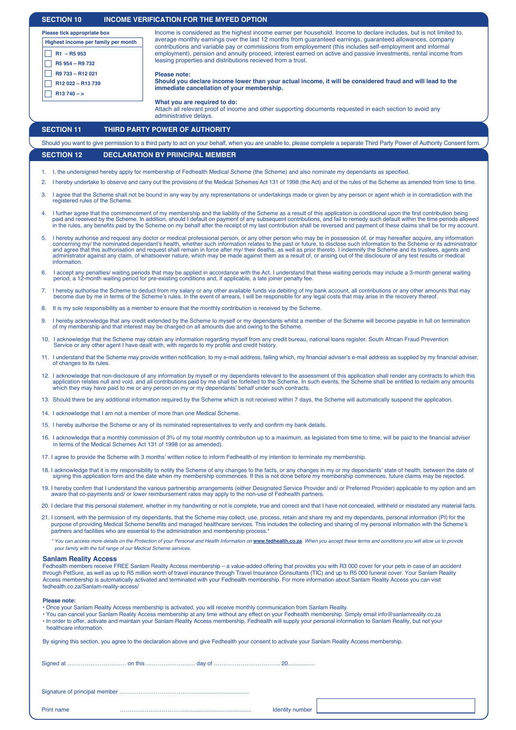## SECTION 10 INCOME VERIFICATION FOR THE MYFED OPTION

**Please tick appropriate box**

| Highest income per family per month |
|---|
| ☐ R1 – R5 953 |
| ☐ R5 954 – R9 732 |
| ☐ R9 733 – R12 021 |
| ☐ R12 022 – R13 739 |
| ☐ R13 740 – > |

Income is considered as the highest income earner per household. Income to declare includes, but is not limited to, average monthly earnings over the last 12 months from guaranteed earnings, guaranteed allowances, company contributions and variable pay or commissions from employement (this includes self-employment and informal employment), pension and annuity proceed, interest earned on active and passive investments, rental income from leasing properties and distributions recieved from a trust.

**Please note:**
**Should you declare income lower than your actual income, it will be considered fraud and will lead to the immediate cancellation of your membership.**

**What you are required to do:**
Attach all relevant proof of income and other supporting documents requested in each section to avoid any administrative delays.

## SECTION 11 THIRD PARTY POWER OF AUTHORITY

Should you want to give permission to a third party to act on your behalf, when you are unable to, please complete a separate Third Party Power of Authority Consent form.

## SECTION 12 DECLARATION BY PRINCIPAL MEMBER

1. I, the undersigned hereby apply for membership of Fedhealth Medical Scheme (the Scheme) and also nominate my dependants as specified.
2. I hereby undertake to observe and carry out the provisions of the Medical Schemes Act 131 of 1998 (the Act) and of the rules of the Scheme as amended from time to time.
3. I agree that the Scheme shall not be bound in any way by any representations or undertakings made or given by any person or agent which is in contradiction with the registered rules of the Scheme.
4. I further agree that the commencement of my membership and the liability of the Scheme as a result of this application is conditional upon the first contribution being paid and received by the Scheme. In addition, should I default on payment of any subsequent contributions, and fail to remedy such default within the time periods allowed in the rules, any benefits paid by the Scheme on my behalf after the receipt of my last contribution shall be reversed and payment of these claims shall be for my account.
5. I hereby authorise and request any doctor or medical professional person, or any other person who may be in possession of, or may hereafter acquire, any information concerning my/ the nominated dependant's health, whether such information relates to the past or future, to disclose such information to the Scheme or its administrator and agree that this authorisation and request shall remain in force after my/ their deaths, as well as prior thereto. I indemnify the Scheme and its trustees, agents and administrator against any claim, of whatsoever nature, which may be made against them as a result of, or arising out of the disclosure of any test results or medical information.
6. I accept any penalties/ waiting periods that may be applied in accordance with the Act. I understand that these waiting periods may include a 3-month general waiting period, a 12-month waiting period for pre-existing conditions and, if applicable, a late joiner penalty fee.
7. I hereby authorise the Scheme to deduct from my salary or any other available funds via debiting of my bank account, all contributions or any other amounts that may become due by me in terms of the Scheme's rules. In the event of arrears, I will be responsible for any legal costs that may arise in the recovery thereof.
8. It is my sole responsibility as a member to ensure that the monthly contribution is received by the Scheme.
9. I hereby acknowledge that any credit extended by the Scheme to myself or my dependants whilst a member of the Scheme will become payable in full on termination of my membership and that interest may be charged on all amounts due and owing to the Scheme.
10. I acknowledge that the Scheme may obtain any information regarding myself from any credit bureau, national loans register, South African Fraud Prevention Service or any other agent I have dealt with, with regards to my profile and credit history.
11. I understand that the Scheme may provide written notification, to my e-mail address, failing which, my financial adviser's e-mail address as supplied by my financial adviser, of changes to its rules.
12. I acknowledge that non-disclosure of any information by myself or my dependants relevant to the assessment of this application shall render any contracts to which this application relates null and void, and all contributions paid by me shall be forfeited to the Scheme. In such events, the Scheme shall be entitled to reclaim any amounts which they may have paid to me or any person on my or my dependants' behalf under such contracts.
13. Should there be any additional information required by the Scheme which is not received within 7 days, the Scheme will automatically suspend the application.
14. I acknowledge that I am not a member of more than one Medical Scheme.
15. I hereby authorise the Scheme or any of its nominated representatives to verify and confirm my bank details.
16. I acknowledge that a monthly commission of 3% of my total monthly contribution up to a maximum, as legislated from time to time, will be paid to the financial adviser in terms of the Medical Schemes Act 131 of 1998 (or as amended).
17. I agree to provide the Scheme with 3 months' written notice to inform Fedhealth of my intention to terminate my membership.
18. I acknowledge that it is my responsibility to notify the Scheme of any changes to the facts, or any changes in my or my dependants' state of health, between the date of signing this application form and the date when my membership commences. If this is not done before my membership commences, future claims may be rejected.
19. I hereby confirm that I understand the various partnership arrangements (either Designated Service Provider and/ or Preferred Provider) applicable to my option and am aware that co-payments and/ or lower reimbursement rates may apply to the non-use of Fedhealth partners.
20. I declare that this personal statement, whether in my handwriting or not is complete, true and correct and that I have not concealed, withheld or misstated any material facts.
21. I consent, with the permission of my dependants, that the Scheme may collect, use, process, retain and share my and my dependants, personal information (PI) for the purpose of providing Medical Scheme benefits and managed healthcare services. This includes the collecting and sharing of my personal information with the Scheme's partners and facilities who are essential to the administration and membership process.*

*\* You can access more details on the Protection of your Personal and Health Information on* **www.fedhealth.co.za**. *When you accept these terms and conditions you will allow us to provide your family with the full range of our Medical Scheme services.*

### Sanlam Reality Access

Fedhealth members receive FREE Sanlam Reality Access membership – a value-added offering that provides you with R3 000 cover for your pets in case of an accident through PetSure, as well as up to R5 million worth of travel insurance through Travel Insurance Consultants (TIC) and up to R5 000 funeral cover. Your Sanlam Reality Access membership is automatically activated and terminated with your Fedhealth membership. For more information about Sanlam Reality Access you can visit fedhealth.co.za/Sanlam-reality-access/

**Please note:**

- Once your Sanlam Reality Access membership is activated, you will receive monthly communication from Sanlam Reality.
- You can cancel your Sanlam Reality Access membership at any time without any effect on your Fedhealth membership. Simply email info@sanlamreality.co.za
- In order to offer, activate and maintain your Sanlam Reality Access membership, Fedhealth will supply your personal information to Sanlam Reality, but not your healthcare information.

By signing this section, you agree to the declaration above and give Fedhealth your consent to activate your Sanlam Reality Access membership.

Signed at ………………………… on this …………………….. day of …………………………… 20................

Signature of principal member ………………………………….................................

Print name ………………………………........................................ Identity number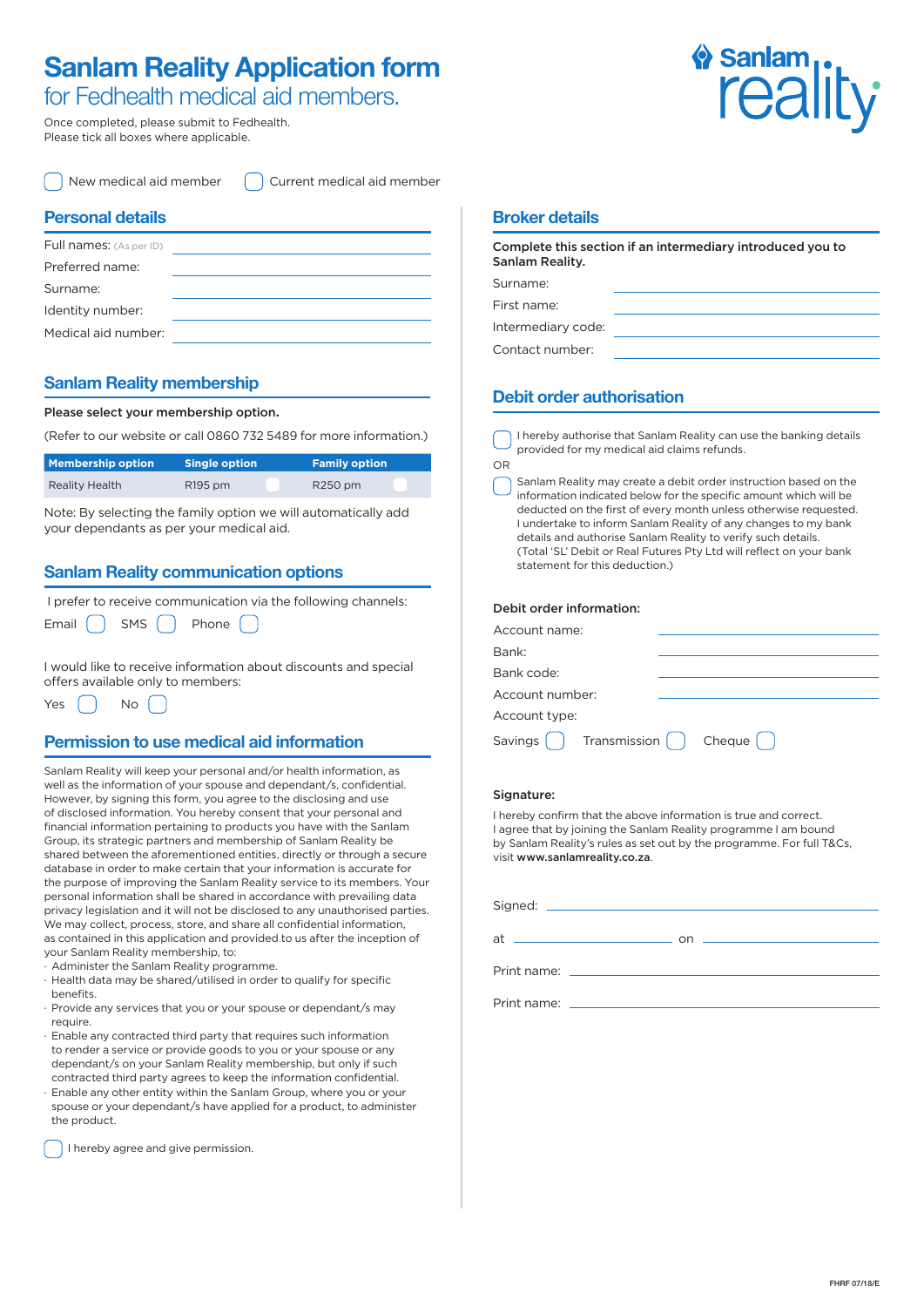# Sanlam Reality Application form

## for Fedhealth medical aid members.

Once completed, please submit to Fedhealth.
Please tick all boxes where applicable.

☐ New medical aid member ☐ Current medical aid member

## Personal details

Full names: (As per ID) \_\_\_\_\_\_\_\_\_\_\_\_\_\_\_\_\_\_\_\_

Preferred name: \_\_\_\_\_\_\_\_\_\_\_\_\_\_\_\_\_\_\_\_

Surname: \_\_\_\_\_\_\_\_\_\_\_\_\_\_\_\_\_\_\_\_

Identity number: \_\_\_\_\_\_\_\_\_\_\_\_\_\_\_\_\_\_\_\_

Medical aid number: \_\_\_\_\_\_\_\_\_\_\_\_\_\_\_\_\_\_\_\_

## Sanlam Reality membership

**Please select your membership option.**

(Refer to our website or call 0860 732 5489 for more information.)

| Membership option | Single option | Family option |
|---|---|---|
| Reality Health | R195 pm ☐ | R250 pm ☐ |

Note: By selecting the family option we will automatically add your dependants as per your medical aid.

## Sanlam Reality communication options

I prefer to receive communication via the following channels:

Email ☐ SMS ☐ Phone ☐

I would like to receive information about discounts and special offers available only to members:

Yes ☐ No ☐

## Permission to use medical aid information

Sanlam Reality will keep your personal and/or health information, as well as the information of your spouse and dependant/s, confidential. However, by signing this form, you agree to the disclosing and use of disclosed information. You hereby consent that your personal and financial information pertaining to products you have with the Sanlam Group, its strategic partners and membership of Sanlam Reality be shared between the aforementioned entities, directly or through a secure database in order to make certain that your information is accurate for the purpose of improving the Sanlam Reality service to its members. Your personal information shall be shared in accordance with prevailing data privacy legislation and it will not be disclosed to any unauthorised parties. We may collect, process, store, and share all confidential information, as contained in this application and provided to us after the inception of your Sanlam Reality membership, to:

- Administer the Sanlam Reality programme.
- Health data may be shared/utilised in order to qualify for specific benefits.
- Provide any services that you or your spouse or dependant/s may require.
- Enable any contracted third party that requires such information to render a service or provide goods to you or your spouse or any dependant/s on your Sanlam Reality membership, but only if such contracted third party agrees to keep the information confidential.
- Enable any other entity within the Sanlam Group, where you or your spouse or your dependant/s have applied for a product, to administer the product.

☐ I hereby agree and give permission.

## Broker details

**Complete this section if an intermediary introduced you to Sanlam Reality.**

Surname: \_\_\_\_\_\_\_\_\_\_\_\_\_\_\_\_\_\_\_\_

First name: \_\_\_\_\_\_\_\_\_\_\_\_\_\_\_\_\_\_\_\_

Intermediary code: \_\_\_\_\_\_\_\_\_\_\_\_\_\_\_\_\_\_\_\_

Contact number: \_\_\_\_\_\_\_\_\_\_\_\_\_\_\_\_\_\_\_\_

## Debit order authorisation

☐ I hereby authorise that Sanlam Reality can use the banking details provided for my medical aid claims refunds.

OR

☐ Sanlam Reality may create a debit order instruction based on the information indicated below for the specific amount which will be deducted on the first of every month unless otherwise requested. I undertake to inform Sanlam Reality of any changes to my bank details and authorise Sanlam Reality to verify such details. (Total 'SL' Debit or Real Futures Pty Ltd will reflect on your bank statement for this deduction.)

**Debit order information:**

Account name: \_\_\_\_\_\_\_\_\_\_\_\_\_\_\_\_\_\_\_\_

Bank: \_\_\_\_\_\_\_\_\_\_\_\_\_\_\_\_\_\_\_\_

Bank code: \_\_\_\_\_\_\_\_\_\_\_\_\_\_\_\_\_\_\_\_

Account number: \_\_\_\_\_\_\_\_\_\_\_\_\_\_\_\_\_\_\_\_

Account type:

Savings ☐ Transmission ☐ Cheque ☐

**Signature:**

I hereby confirm that the above information is true and correct. I agree that by joining the Sanlam Reality programme I am bound by Sanlam Reality's rules as set out by the programme. For full T&Cs, visit **www.sanlamreality.co.za**.

Signed: \_\_\_\_\_\_\_\_\_\_\_\_\_\_\_\_\_\_\_\_

at \_\_\_\_\_\_\_\_\_\_\_\_\_\_\_\_ on \_\_\_\_\_\_\_\_\_\_\_\_\_\_\_\_

Print name: \_\_\_\_\_\_\_\_\_\_\_\_\_\_\_\_\_\_\_\_

Print name: \_\_\_\_\_\_\_\_\_\_\_\_\_\_\_\_\_\_\_\_

FHRF 07/18/E